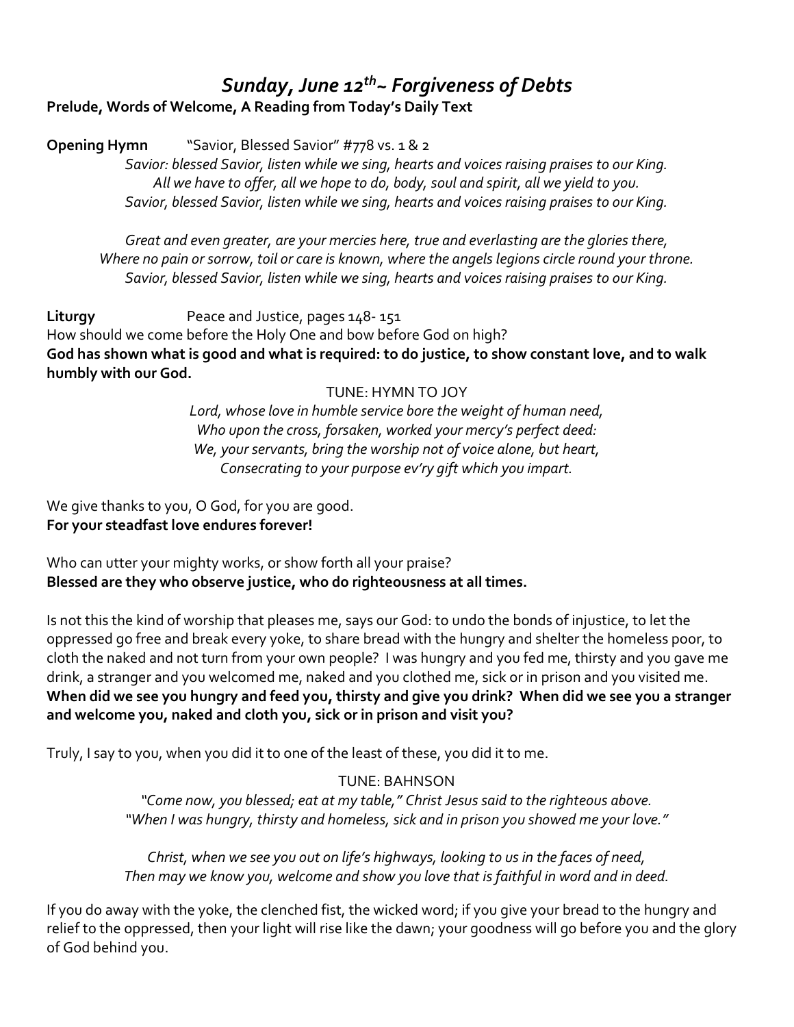# *Sunday, June 12th~ Forgiveness of Debts*

**Prelude, Words of Welcome, A Reading from Today's Daily Text**

**Opening Hymn** "Savior, Blessed Savior" #778 vs. 1 & 2

*Savior: blessed Savior, listen while we sing, hearts and voices raising praises to our King.*
*All we have to offer, all we hope to do, body, soul and spirit, all we yield to you.*
*Savior, blessed Savior, listen while we sing, hearts and voices raising praises to our King.*

*Great and even greater, are your mercies here, true and everlasting are the glories there,*
*Where no pain or sorrow, toil or care is known, where the angels legions circle round your throne.*
*Savior, blessed Savior, listen while we sing, hearts and voices raising praises to our King.*

**Liturgy** Peace and Justice, pages 148- 151

How should we come before the Holy One and bow before God on high?
**God has shown what is good and what is required: to do justice, to show constant love, and to walk humbly with our God.**

TUNE: HYMN TO JOY

*Lord, whose love in humble service bore the weight of human need,*
*Who upon the cross, forsaken, worked your mercy's perfect deed:*
*We, your servants, bring the worship not of voice alone, but heart,*
*Consecrating to your purpose ev'ry gift which you impart.*

We give thanks to you, O God, for you are good.
**For your steadfast love endures forever!**

Who can utter your mighty works, or show forth all your praise?
**Blessed are they who observe justice, who do righteousness at all times.**

Is not this the kind of worship that pleases me, says our God: to undo the bonds of injustice, to let the oppressed go free and break every yoke, to share bread with the hungry and shelter the homeless poor, to cloth the naked and not turn from your own people? I was hungry and you fed me, thirsty and you gave me drink, a stranger and you welcomed me, naked and you clothed me, sick or in prison and you visited me.
**When did we see you hungry and feed you, thirsty and give you drink? When did we see you a stranger and welcome you, naked and cloth you, sick or in prison and visit you?**

Truly, I say to you, when you did it to one of the least of these, you did it to me.

TUNE: BAHNSON

*"Come now, you blessed; eat at my table," Christ Jesus said to the righteous above.*
*"When I was hungry, thirsty and homeless, sick and in prison you showed me your love."*

*Christ, when we see you out on life's highways, looking to us in the faces of need,*
*Then may we know you, welcome and show you love that is faithful in word and in deed.*

If you do away with the yoke, the clenched fist, the wicked word; if you give your bread to the hungry and relief to the oppressed, then your light will rise like the dawn; your goodness will go before you and the glory of God behind you.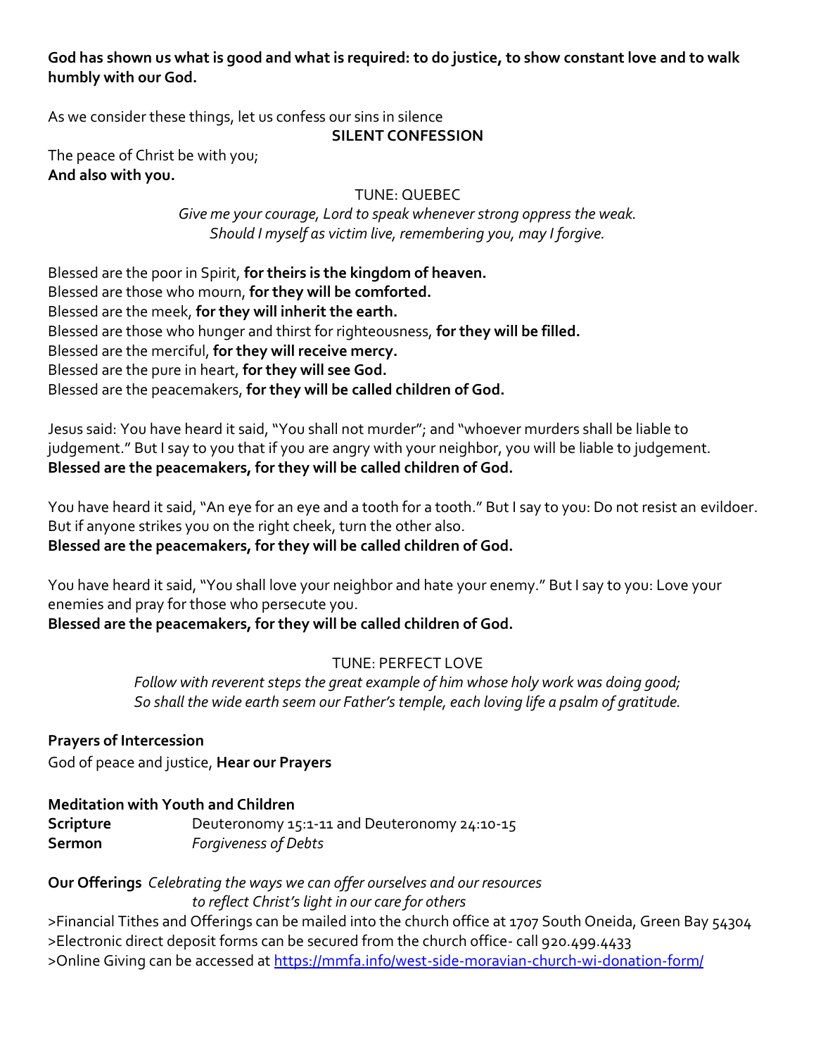**God has shown us what is good and what is required: to do justice, to show constant love and to walk humbly with our God.**

As we consider these things, let us confess our sins in silence

**SILENT CONFESSION**

The peace of Christ be with you;
**And also with you.**

TUNE: QUEBEC

*Give me your courage, Lord to speak whenever strong oppress the weak.*
*Should I myself as victim live, remembering you, may I forgive.*

Blessed are the poor in Spirit, **for theirs is the kingdom of heaven.**
Blessed are those who mourn, **for they will be comforted.**
Blessed are the meek, **for they will inherit the earth.**
Blessed are those who hunger and thirst for righteousness, **for they will be filled.**
Blessed are the merciful, **for they will receive mercy.**
Blessed are the pure in heart, **for they will see God.**
Blessed are the peacemakers, **for they will be called children of God.**

Jesus said: You have heard it said, "You shall not murder"; and "whoever murders shall be liable to judgement." But I say to you that if you are angry with your neighbor, you will be liable to judgement.
**Blessed are the peacemakers, for they will be called children of God.**

You have heard it said, "An eye for an eye and a tooth for a tooth." But I say to you: Do not resist an evildoer. But if anyone strikes you on the right cheek, turn the other also.
**Blessed are the peacemakers, for they will be called children of God.**

You have heard it said, "You shall love your neighbor and hate your enemy." But I say to you: Love your enemies and pray for those who persecute you.
**Blessed are the peacemakers, for they will be called children of God.**

TUNE: PERFECT LOVE

*Follow with reverent steps the great example of him whose holy work was doing good;*
*So shall the wide earth seem our Father's temple, each loving life a psalm of gratitude.*

**Prayers of Intercession**

God of peace and justice, **Hear our Prayers**

**Meditation with Youth and Children**

**Scripture** Deuteronomy 15:1-11 and Deuteronomy 24:10-15
**Sermon** *Forgiveness of Debts*

**Our Offerings** *Celebrating the ways we can offer ourselves and our resources to reflect Christ's light in our care for others*

>Financial Tithes and Offerings can be mailed into the church office at 1707 South Oneida, Green Bay 54304
>Electronic direct deposit forms can be secured from the church office- call 920.499.4433
>Online Giving can be accessed at https://mmfa.info/west-side-moravian-church-wi-donation-form/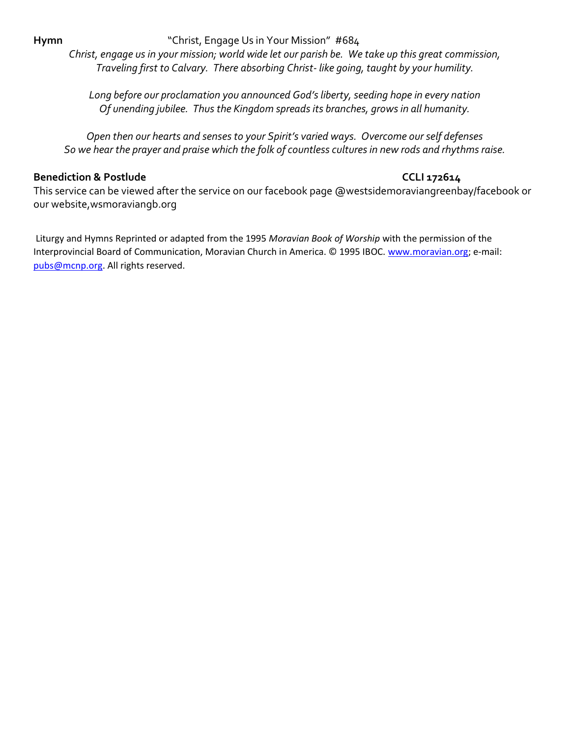**Hymn** "Christ, Engage Us in Your Mission" #684

*Christ, engage us in your mission; world wide let our parish be. We take up this great commission, Traveling first to Calvary. There absorbing Christ- like going, taught by your humility.*

*Long before our proclamation you announced God's liberty, seeding hope in every nation Of unending jubilee. Thus the Kingdom spreads its branches, grows in all humanity.*

*Open then our hearts and senses to your Spirit's varied ways. Overcome our self defenses So we hear the prayer and praise which the folk of countless cultures in new rods and rhythms raise.*

**Benediction & Postlude** **CCLI 172614**

This service can be viewed after the service on our facebook page @westsidemoraviangreenbay/facebook or our website,wsmoraviangb.org

Liturgy and Hymns Reprinted or adapted from the 1995 *Moravian Book of Worship* with the permission of the Interprovincial Board of Communication, Moravian Church in America. © 1995 IBOC. www.moravian.org; e-mail: pubs@mcnp.org. All rights reserved.